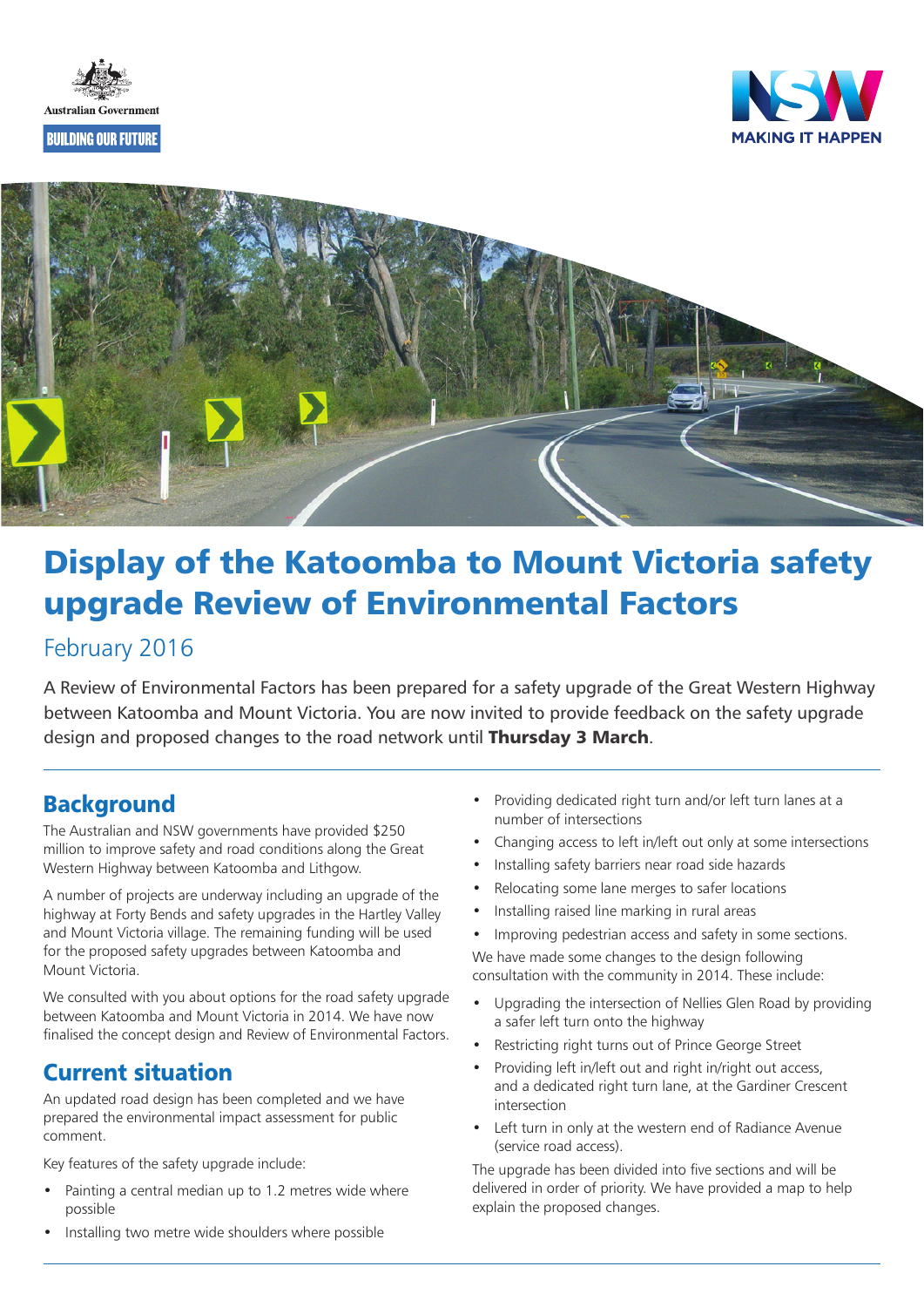Australian Government

BUILDING OUR FUTURE

NSW MAKING IT HAPPEN

# Display of the Katoomba to Mount Victoria safety upgrade Review of Environmental Factors

February 2016

A Review of Environmental Factors has been prepared for a safety upgrade of the Great Western Highway between Katoomba and Mount Victoria. You are now invited to provide feedback on the safety upgrade design and proposed changes to the road network until **Thursday 3 March**.

## Background

The Australian and NSW governments have provided $250 million to improve safety and road conditions along the Great Western Highway between Katoomba and Lithgow.

A number of projects are underway including an upgrade of the highway at Forty Bends and safety upgrades in the Hartley Valley and Mount Victoria village. The remaining funding will be used for the proposed safety upgrades between Katoomba and Mount Victoria.

We consulted with you about options for the road safety upgrade between Katoomba and Mount Victoria in 2014. We have now finalised the concept design and Review of Environmental Factors.

## Current situation

An updated road design has been completed and we have prepared the environmental impact assessment for public comment.

Key features of the safety upgrade include:

- Painting a central median up to 1.2 metres wide where possible
- Installing two metre wide shoulders where possible
- Providing dedicated right turn and/or left turn lanes at a number of intersections
- Changing access to left in/left out only at some intersections
- Installing safety barriers near road side hazards
- Relocating some lane merges to safer locations
- Installing raised line marking in rural areas
- Improving pedestrian access and safety in some sections.

We have made some changes to the design following consultation with the community in 2014. These include:

- Upgrading the intersection of Nellies Glen Road by providing a safer left turn onto the highway
- Restricting right turns out of Prince George Street
- Providing left in/left out and right in/right out access, and a dedicated right turn lane, at the Gardiner Crescent intersection
- Left turn in only at the western end of Radiance Avenue (service road access).

The upgrade has been divided into five sections and will be delivered in order of priority. We have provided a map to help explain the proposed changes.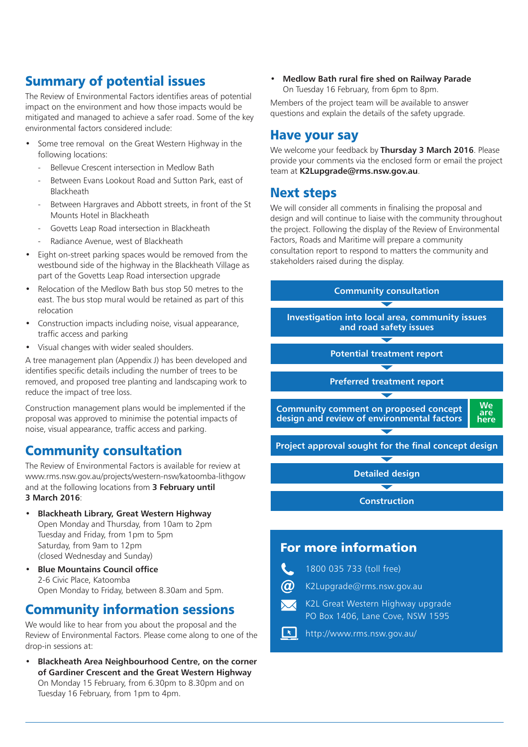## Summary of potential issues

The Review of Environmental Factors identifies areas of potential impact on the environment and how those impacts would be mitigated and managed to achieve a safer road. Some of the key environmental factors considered include:

- Some tree removal on the Great Western Highway in the following locations:
  - Bellevue Crescent intersection in Medlow Bath
  - Between Evans Lookout Road and Sutton Park, east of Blackheath
  - Between Hargraves and Abbott streets, in front of the St Mounts Hotel in Blackheath
  - Govetts Leap Road intersection in Blackheath
  - Radiance Avenue, west of Blackheath
- Eight on-street parking spaces would be removed from the westbound side of the highway in the Blackheath Village as part of the Govetts Leap Road intersection upgrade
- Relocation of the Medlow Bath bus stop 50 metres to the east. The bus stop mural would be retained as part of this relocation
- Construction impacts including noise, visual appearance, traffic access and parking
- Visual changes with wider sealed shoulders.

A tree management plan (Appendix J) has been developed and identifies specific details including the number of trees to be removed, and proposed tree planting and landscaping work to reduce the impact of tree loss.

Construction management plans would be implemented if the proposal was approved to minimise the potential impacts of noise, visual appearance, traffic access and parking.

## Community consultation

The Review of Environmental Factors is available for review at www.rms.nsw.gov.au/projects/western-nsw/katoomba-lithgow and at the following locations from **3 February until 3 March 2016**:

- **Blackheath Library, Great Western Highway**
  Open Monday and Thursday, from 10am to 2pm
  Tuesday and Friday, from 1pm to 5pm
  Saturday, from 9am to 12pm
  (closed Wednesday and Sunday)
- **Blue Mountains Council office**
  2-6 Civic Place, Katoomba
  Open Monday to Friday, between 8.30am and 5pm.

## Community information sessions

We would like to hear from you about the proposal and the Review of Environmental Factors. Please come along to one of the drop-in sessions at:

- **Blackheath Area Neighbourhood Centre, on the corner of Gardiner Crescent and the Great Western Highway**
  On Monday 15 February, from 6.30pm to 8.30pm and on Tuesday 16 February, from 1pm to 4pm.
- **Medlow Bath rural fire shed on Railway Parade**
  On Tuesday 16 February, from 6pm to 8pm.

Members of the project team will be available to answer questions and explain the details of the safety upgrade.

## Have your say

We welcome your feedback by **Thursday 3 March 2016**. Please provide your comments via the enclosed form or email the project team at **K2Lupgrade@rms.nsw.gov.au**.

## Next steps

We will consider all comments in finalising the proposal and design and will continue to liaise with the community throughout the project. Following the display of the Review of Environmental Factors, Roads and Maritime will prepare a community consultation report to respond to matters the community and stakeholders raised during the display.

- **Community consultation**
- **Investigation into local area, community issues and road safety issues**
- **Potential treatment report**
- **Preferred treatment report**
- **Community comment on proposed concept design and review of environmental factors** — **We are here**
- **Project approval sought for the final concept design**
- **Detailed design**
- **Construction**

## For more information

1800 035 733 (toll free)

K2Lupgrade@rms.nsw.gov.au

K2L Great Western Highway upgrade
PO Box 1406, Lane Cove, NSW 1595

http://www.rms.nsw.gov.au/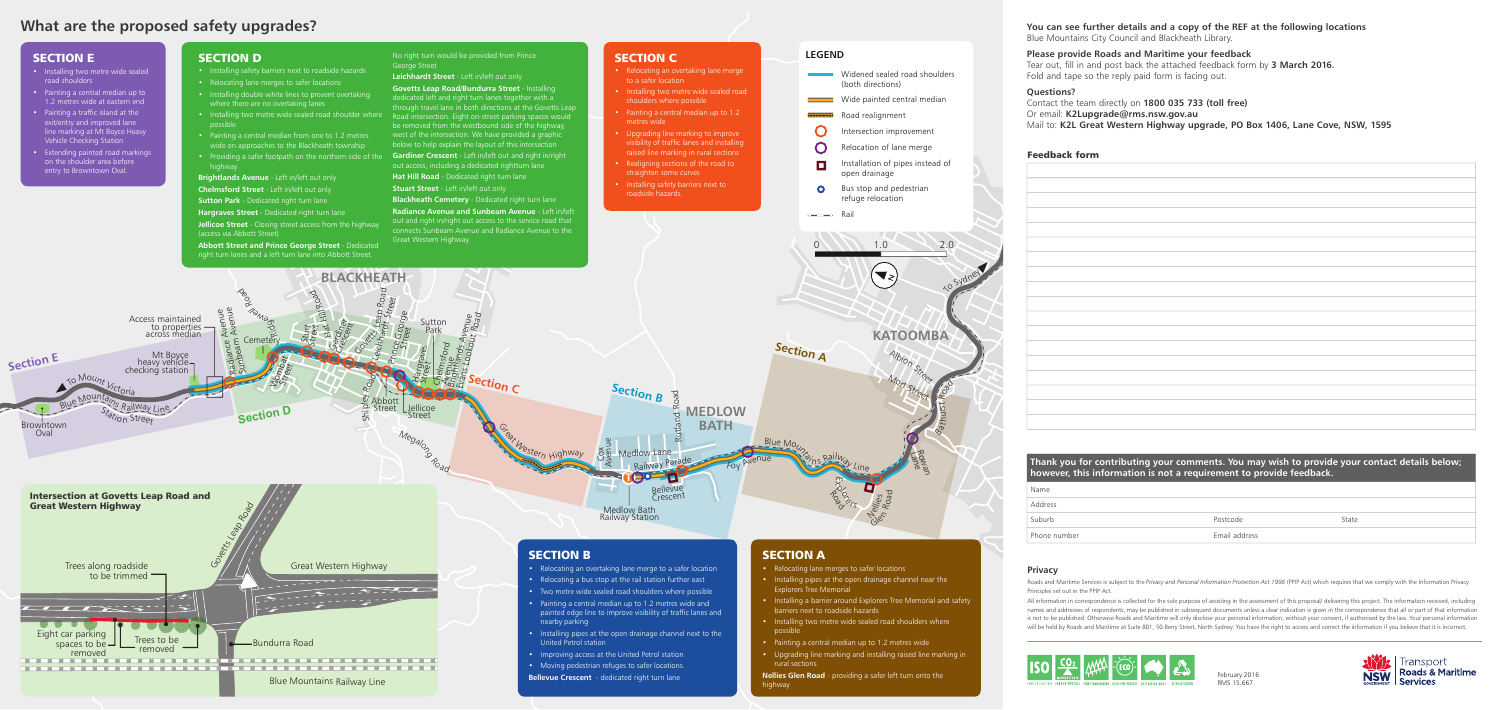# What are the proposed safety upgrades?

## SECTION E

- Installing two metre wide sealed road shoulders
- Painting a central median up to 1.2 metres wide at eastern end
- Painting a traffic island at the exit/entry and improved lane line marking at Mt Boyce Heavy Vehicle Checking Station
- Extending painted road markings on the shoulder area before entry to Browntown Oval.

## SECTION D

- Installing safety barriers next to roadside hazards
- Relocating lane merges to safer locations
- Installing double white lines to prevent overtaking where there are no overtaking lanes
- Installing two metre wide sealed road shoulder where possible
- Painting a central median from one to 1.2 metres wide on approaches to the Blackheath township
- Providing a safer footpath on the northern side of the highway

**Brightlands Avenue** - Left in/left out only

**Chelmsford Street** - Left in/left out only

**Sutton Park** - Dedicated right turn lane

**Hargraves Street** - Dedicated right turn lane

**Jellicoe Street** - Closing street access from the highway (access via Abbott Street)

**Abbott Street and Prince George Street** - Dedicated right turn lanes and a left turn lane into Abbott Street. No right turn would be provided from Prince George Street

**Leichhardt Street** - Left in/left out only

**Govetts Leap Road/Bundurra Street** - Installing dedicated left and right turn lanes together with a through travel lane in both directions at the Govetts Leap Road intersection. Eight on-street parking spaces would be removed from the westbound side of the highway, west of the intersection. We have provided a graphic below to help explain the layout of this intersection

**Gardiner Crescent** - Left in/left out and right in/right out access, including a dedicated rightturn lane

**Hat Hill Road** - Dedicated right turn lane

**Stuart Street** - Left in/left out only

**Blackheath Cemetery** - Dedicated right turn lane

**Radiance Avenue and Sunbeam Avenue** - Left in/left out and right in/right out access to the service road that connects Sunbeam Avenue and Radiance Avenue to the Great Western Highway.

## SECTION C

- Relocating an overtaking lane merge to a safer location
- Installing two metre wide sealed road shoulders where possible
- Painting a central median up to 1.2 metres wide
- Upgrading line marking to improve visibility of traffic lanes and installing raised line marking in rural sections
- Realigning sections of the road to straighten some curves
- Installing safety barriers next to roadside hazards.

## LEGEND

- Widened sealed road shoulders (both directions)
- Wide painted central median
- Road realignment
- Intersection improvement
- Relocation of lane merge
- Installation of pipes instead of open drainage
- Bus stop and pedestrian refuge relocation
- Rail

### Intersection at Govetts Leap Road and Great Western Highway

Govetts Leap Road — Great Western Highway — Bundurra Road — Blue Mountains Railway Line

Trees along roadside to be trimmed

Eight car parking spaces to be removed

Trees to be removed

## SECTION B

- Relocating an overtaking lane merge to a safer location
- Relocating a bus stop at the rail station further east
- Two metre wide sealed road shoulders where possible
- Painting a central median up to 1.2 metres wide and painted edge line to improve visibility of traffic lanes and nearby parking
- Installing pipes at the open drainage channel next to the United Petrol station
- Improving access at the United Petrol station
- Moving pedestrian refuges to safer locations.

**Bellevue Crescent** - dedicated right turn lane

## SECTION A

- Relocating lane merges to safer locations
- Installing pipes at the open drainage channel near the Explorers Tree Memorial
- Installing a barrier around Explorers Tree Memorial and safety barriers next to roadside hazards
- Installing two metre wide sealed road shoulders where possible
- Painting a central median up to 1.2 metres wide
- Upgrading line marking and installing raised line marking in rural sections.

**Nellies Glen Road** - providing a safer left turn onto the highway

**You can see further details and a copy of the REF at the following locations**
Blue Mountains City Council and Blackheath Library.

**Please provide Roads and Maritime your feedback**
Tear out, fill in and post back the attached feedback form by **3 March 2016.**
Fold and tape so the reply paid form is facing out.

**Questions?**
Contact the team directly on **1800 035 733 (toll free)**
Or email: **K2Lupgrade@rms.nsw.gov.au**
Mail to: **K2L Great Western Highway upgrade, PO Box 1406, Lane Cove, NSW, 1595**

## Feedback form

**Thank you for contributing your comments. You may wish to provide your contact details below; however, this information is not a requirement to provide feedback.**

| Name | | |
|---|---|---|
| Address | | |
| Suburb | Postcode | State |
| Phone number | Email address | |

## Privacy

Roads and Maritime Services is subject to the *Privacy and Personal Information Protection Act 1998* (PPIP Act) which requires that we comply with the Information Privacy Principles set out in the PPIP Act.

All information in correspondence is collected for the sole purpose of assisting in the assessment of this proposal/ delivering this project. The information received, including names and addresses of respondents, may be published in subsequent documents unless a clear indication is given in the correspondence that all or part of that information is not to be published. Otherwise Roads and Maritime will only disclose your personal information, without your consent, if authorised by the law. Your personal information will be held by Roads and Maritime at Suite 801, 50 Berry Street, North Sydney. You have the right to access and correct the information if you believe that it is incorrect.

February 2016
RMS 15.667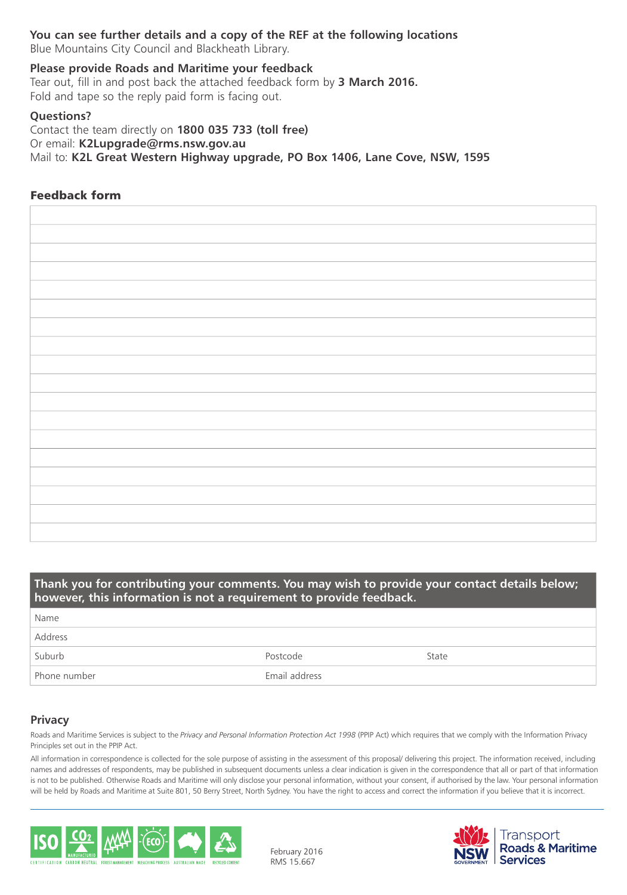**You can see further details and a copy of the REF at the following locations**
Blue Mountains City Council and Blackheath Library.

**Please provide Roads and Maritime your feedback**
Tear out, fill in and post back the attached feedback form by **3 March 2016.**
Fold and tape so the reply paid form is facing out.

**Questions?**
Contact the team directly on **1800 035 733 (toll free)**
Or email: **K2Lupgrade@rms.nsw.gov.au**
Mail to: **K2L Great Western Highway upgrade, PO Box 1406, Lane Cove, NSW, 1595**

## Feedback form

| |
|---|
| |
| |
| |
| |
| |
| |
| |
| |
| |
| |
| |
| |
| |
| |
| |
| |
| |

| Thank you for contributing your comments. You may wish to provide your contact details below; however, this information is not a requirement to provide feedback. | | |
|---|---|---|
| Name | | |
| Address | | |
| Suburb | Postcode | State |
| Phone number | Email address | |

## Privacy

Roads and Maritime Services is subject to the *Privacy and Personal Information Protection Act 1998* (PPIP Act) which requires that we comply with the Information Privacy Principles set out in the PPIP Act.

All information in correspondence is collected for the sole purpose of assisting in the assessment of this proposal/ delivering this project. The information received, including names and addresses of respondents, may be published in subsequent documents unless a clear indication is given in the correspondence that all or part of that information is not to be published. Otherwise Roads and Maritime will only disclose your personal information, without your consent, if authorised by the law. Your personal information will be held by Roads and Maritime at Suite 801, 50 Berry Street, North Sydney. You have the right to access and correct the information if you believe that it is incorrect.

February 2016
RMS 15.667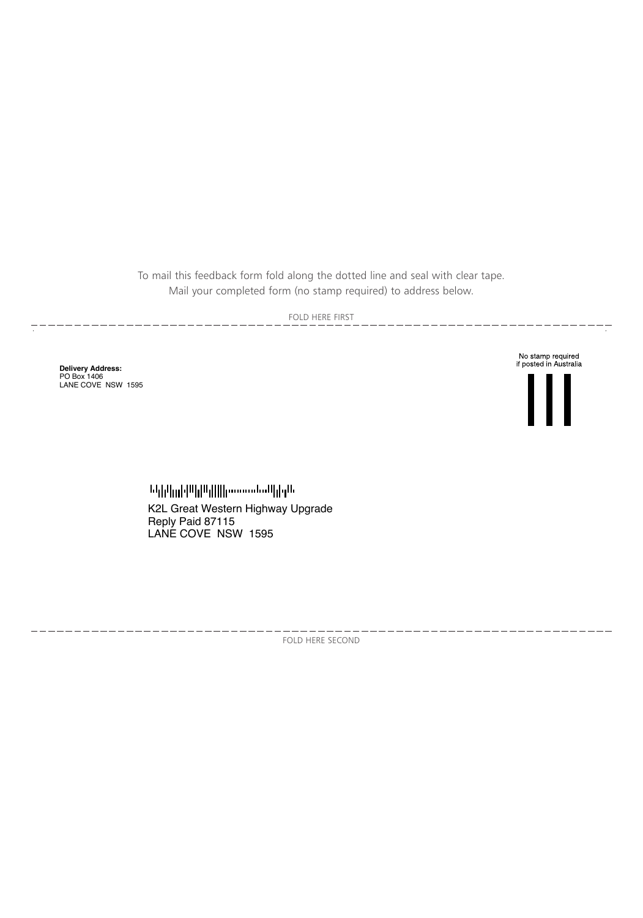To mail this feedback form fold along the dotted line and seal with clear tape.
Mail your completed form (no stamp required) to address below.

FOLD HERE FIRST

**Delivery Address:**
PO Box 1406
LANE COVE NSW 1595

No stamp required
if posted in Australia

K2L Great Western Highway Upgrade
Reply Paid 87115
LANE COVE NSW 1595

FOLD HERE SECOND